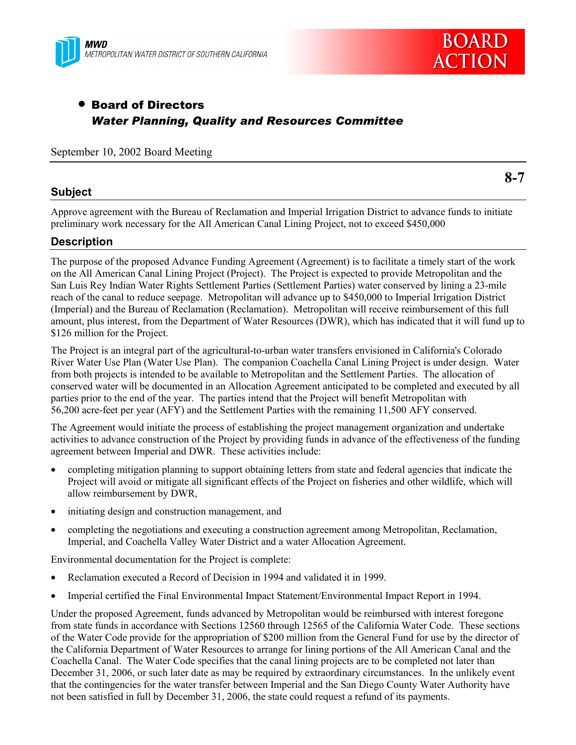MWD
METROPOLITAN WATER DISTRICT OF SOUTHERN CALIFORNIA

BOARD ACTION

- **Board of Directors**
  ***Water Planning, Quality and Resources Committee***

September 10, 2002 Board Meeting

**8-7**

## Subject

Approve agreement with the Bureau of Reclamation and Imperial Irrigation District to advance funds to initiate preliminary work necessary for the All American Canal Lining Project, not to exceed $450,000

## Description

The purpose of the proposed Advance Funding Agreement (Agreement) is to facilitate a timely start of the work on the All American Canal Lining Project (Project). The Project is expected to provide Metropolitan and the San Luis Rey Indian Water Rights Settlement Parties (Settlement Parties) water conserved by lining a 23-mile reach of the canal to reduce seepage. Metropolitan will advance up to $450,000 to Imperial Irrigation District (Imperial) and the Bureau of Reclamation (Reclamation). Metropolitan will receive reimbursement of this full amount, plus interest, from the Department of Water Resources (DWR), which has indicated that it will fund up to $126 million for the Project.

The Project is an integral part of the agricultural-to-urban water transfers envisioned in California's Colorado River Water Use Plan (Water Use Plan). The companion Coachella Canal Lining Project is under design. Water from both projects is intended to be available to Metropolitan and the Settlement Parties. The allocation of conserved water will be documented in an Allocation Agreement anticipated to be completed and executed by all parties prior to the end of the year. The parties intend that the Project will benefit Metropolitan with 56,200 acre-feet per year (AFY) and the Settlement Parties with the remaining 11,500 AFY conserved.

The Agreement would initiate the process of establishing the project management organization and undertake activities to advance construction of the Project by providing funds in advance of the effectiveness of the funding agreement between Imperial and DWR. These activities include:

- completing mitigation planning to support obtaining letters from state and federal agencies that indicate the Project will avoid or mitigate all significant effects of the Project on fisheries and other wildlife, which will allow reimbursement by DWR,
- initiating design and construction management, and
- completing the negotiations and executing a construction agreement among Metropolitan, Reclamation, Imperial, and Coachella Valley Water District and a water Allocation Agreement.

Environmental documentation for the Project is complete:

- Reclamation executed a Record of Decision in 1994 and validated it in 1999.
- Imperial certified the Final Environmental Impact Statement/Environmental Impact Report in 1994.

Under the proposed Agreement, funds advanced by Metropolitan would be reimbursed with interest foregone from state funds in accordance with Sections 12560 through 12565 of the California Water Code. These sections of the Water Code provide for the appropriation of $200 million from the General Fund for use by the director of the California Department of Water Resources to arrange for lining portions of the All American Canal and the Coachella Canal. The Water Code specifies that the canal lining projects are to be completed not later than December 31, 2006, or such later date as may be required by extraordinary circumstances. In the unlikely event that the contingencies for the water transfer between Imperial and the San Diego County Water Authority have not been satisfied in full by December 31, 2006, the state could request a refund of its payments.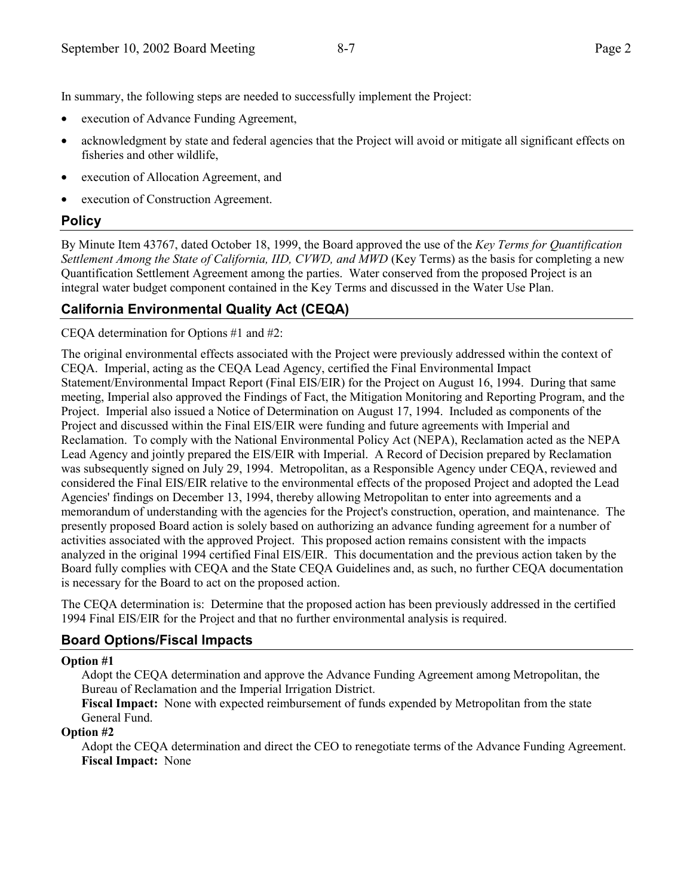In summary, the following steps are needed to successfully implement the Project:

- execution of Advance Funding Agreement,
- acknowledgment by state and federal agencies that the Project will avoid or mitigate all significant effects on fisheries and other wildlife,
- execution of Allocation Agreement, and
- execution of Construction Agreement.

## Policy

By Minute Item 43767, dated October 18, 1999, the Board approved the use of the *Key Terms for Quantification Settlement Among the State of California, IID, CVWD, and MWD* (Key Terms) as the basis for completing a new Quantification Settlement Agreement among the parties. Water conserved from the proposed Project is an integral water budget component contained in the Key Terms and discussed in the Water Use Plan.

## California Environmental Quality Act (CEQA)

CEQA determination for Options #1 and #2:

The original environmental effects associated with the Project were previously addressed within the context of CEQA. Imperial, acting as the CEQA Lead Agency, certified the Final Environmental Impact Statement/Environmental Impact Report (Final EIS/EIR) for the Project on August 16, 1994. During that same meeting, Imperial also approved the Findings of Fact, the Mitigation Monitoring and Reporting Program, and the Project. Imperial also issued a Notice of Determination on August 17, 1994. Included as components of the Project and discussed within the Final EIS/EIR were funding and future agreements with Imperial and Reclamation. To comply with the National Environmental Policy Act (NEPA), Reclamation acted as the NEPA Lead Agency and jointly prepared the EIS/EIR with Imperial. A Record of Decision prepared by Reclamation was subsequently signed on July 29, 1994. Metropolitan, as a Responsible Agency under CEQA, reviewed and considered the Final EIS/EIR relative to the environmental effects of the proposed Project and adopted the Lead Agencies' findings on December 13, 1994, thereby allowing Metropolitan to enter into agreements and a memorandum of understanding with the agencies for the Project's construction, operation, and maintenance. The presently proposed Board action is solely based on authorizing an advance funding agreement for a number of activities associated with the approved Project. This proposed action remains consistent with the impacts analyzed in the original 1994 certified Final EIS/EIR. This documentation and the previous action taken by the Board fully complies with CEQA and the State CEQA Guidelines and, as such, no further CEQA documentation is necessary for the Board to act on the proposed action.

The CEQA determination is: Determine that the proposed action has been previously addressed in the certified 1994 Final EIS/EIR for the Project and that no further environmental analysis is required.

## Board Options/Fiscal Impacts

**Option #1**

Adopt the CEQA determination and approve the Advance Funding Agreement among Metropolitan, the Bureau of Reclamation and the Imperial Irrigation District.
**Fiscal Impact:** None with expected reimbursement of funds expended by Metropolitan from the state General Fund.

**Option #2**

Adopt the CEQA determination and direct the CEO to renegotiate terms of the Advance Funding Agreement.
**Fiscal Impact:** None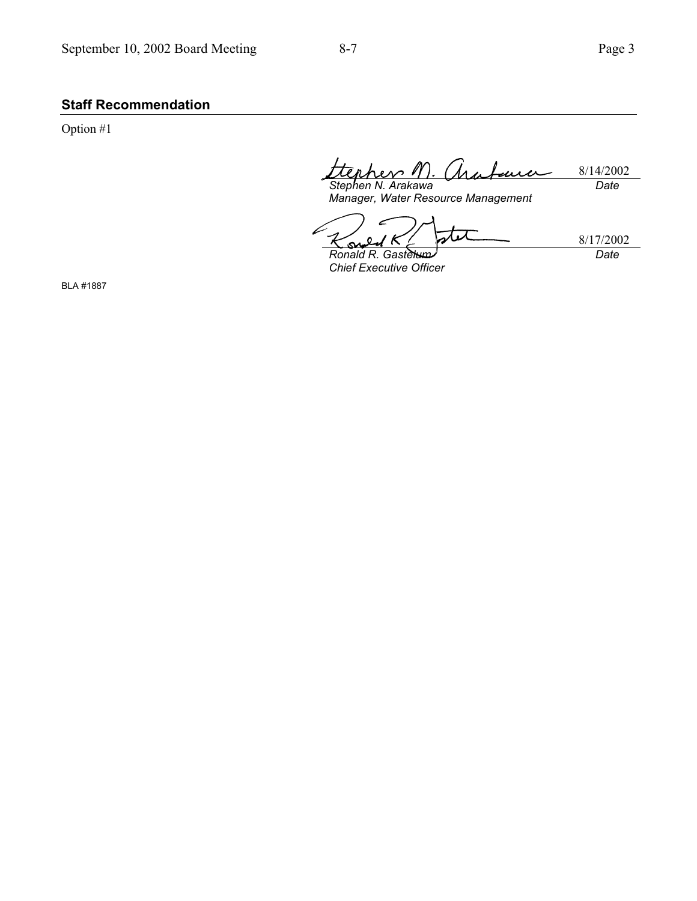## Staff Recommendation

Option #1

| | |
|---|---|
| 8/14/2002 | |
| *Stephen N. Arakawa* | *Date* |
| *Manager, Water Resource Management* | |

| | |
|---|---|
| 8/17/2002 | |
| *Ronald R. Gastelum* | *Date* |
| *Chief Executive Officer* | |

BLA #1887